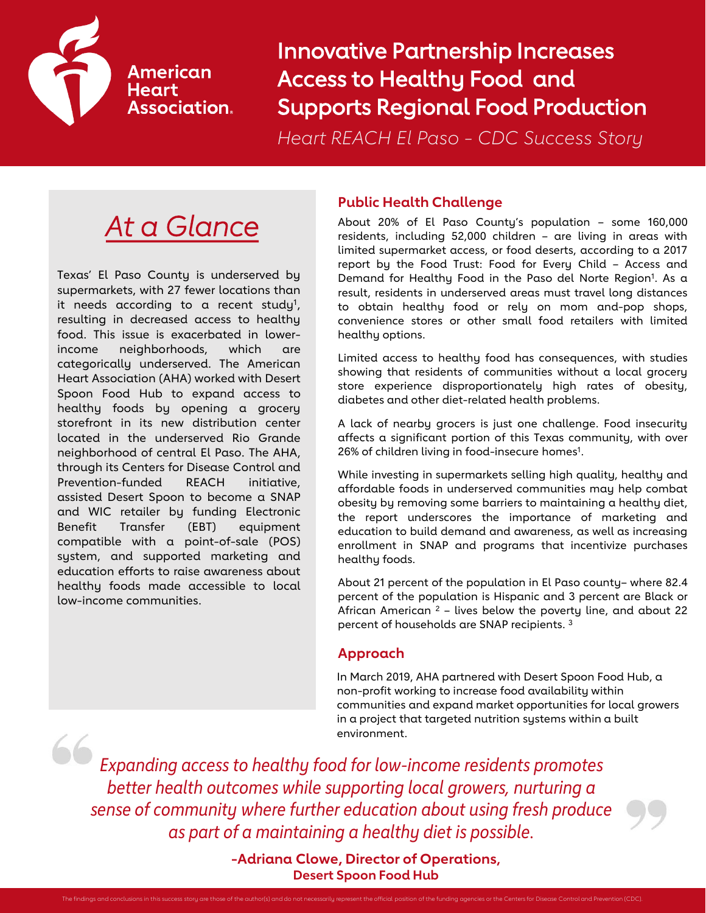American Heart Association.

# Innovative Partnership Increases Access to Healthy Food and Supports Regional Food Production

*Heart REACH El Paso - CDC Success Story*

## At a Glance

Texas' El Paso County is underserved by supermarkets, with 27 fewer locations than it needs according to a recent study[1], resulting in decreased access to healthy food. This issue is exacerbated in lower-income neighborhoods, which are categorically underserved. The American Heart Association (AHA) worked with Desert Spoon Food Hub to expand access to healthy foods by opening a grocery storefront in its new distribution center located in the underserved Rio Grande neighborhood of central El Paso. The AHA, through its Centers for Disease Control and Prevention-funded REACH initiative, assisted Desert Spoon to become a SNAP and WIC retailer by funding Electronic Benefit Transfer (EBT) equipment compatible with a point-of-sale (POS) system, and supported marketing and education efforts to raise awareness about healthy foods made accessible to local low-income communities.

## Public Health Challenge

About 20% of El Paso County's population – some 160,000 residents, including 52,000 children – are living in areas with limited supermarket access, or food deserts, according to a 2017 report by the Food Trust: Food for Every Child – Access and Demand for Healthy Food in the Paso del Norte Region[1]. As a result, residents in underserved areas must travel long distances to obtain healthy food or rely on mom and-pop shops, convenience stores or other small food retailers with limited healthy options.

Limited access to healthy food has consequences, with studies showing that residents of communities without a local grocery store experience disproportionately high rates of obesity, diabetes and other diet-related health problems.

A lack of nearby grocers is just one challenge. Food insecurity affects a significant portion of this Texas community, with over 26% of children living in food-insecure homes[1].

While investing in supermarkets selling high quality, healthy and affordable foods in underserved communities may help combat obesity by removing some barriers to maintaining a healthy diet, the report underscores the importance of marketing and education to build demand and awareness, as well as increasing enrollment in SNAP and programs that incentivize purchases healthy foods.

About 21 percent of the population in El Paso county– where 82.4 percent of the population is Hispanic and 3 percent are Black or African American [2] – lives below the poverty line, and about 22 percent of households are SNAP recipients. [3]

## Approach

In March 2019, AHA partnered with Desert Spoon Food Hub, a non-profit working to increase food availability within communities and expand market opportunities for local growers in a project that targeted nutrition systems within a built environment.

> *Expanding access to healthy food for low-income residents promotes better health outcomes while supporting local growers, nurturing a sense of community where further education about using fresh produce as part of a maintaining a healthy diet is possible.*
>
> **-Adriana Clowe, Director of Operations, Desert Spoon Food Hub**

The findings and conclusions in this success story are those of the author(s) and do not necessarily represent the official position of the funding agencies or the Centers for Disease Control and Prevention (CDC).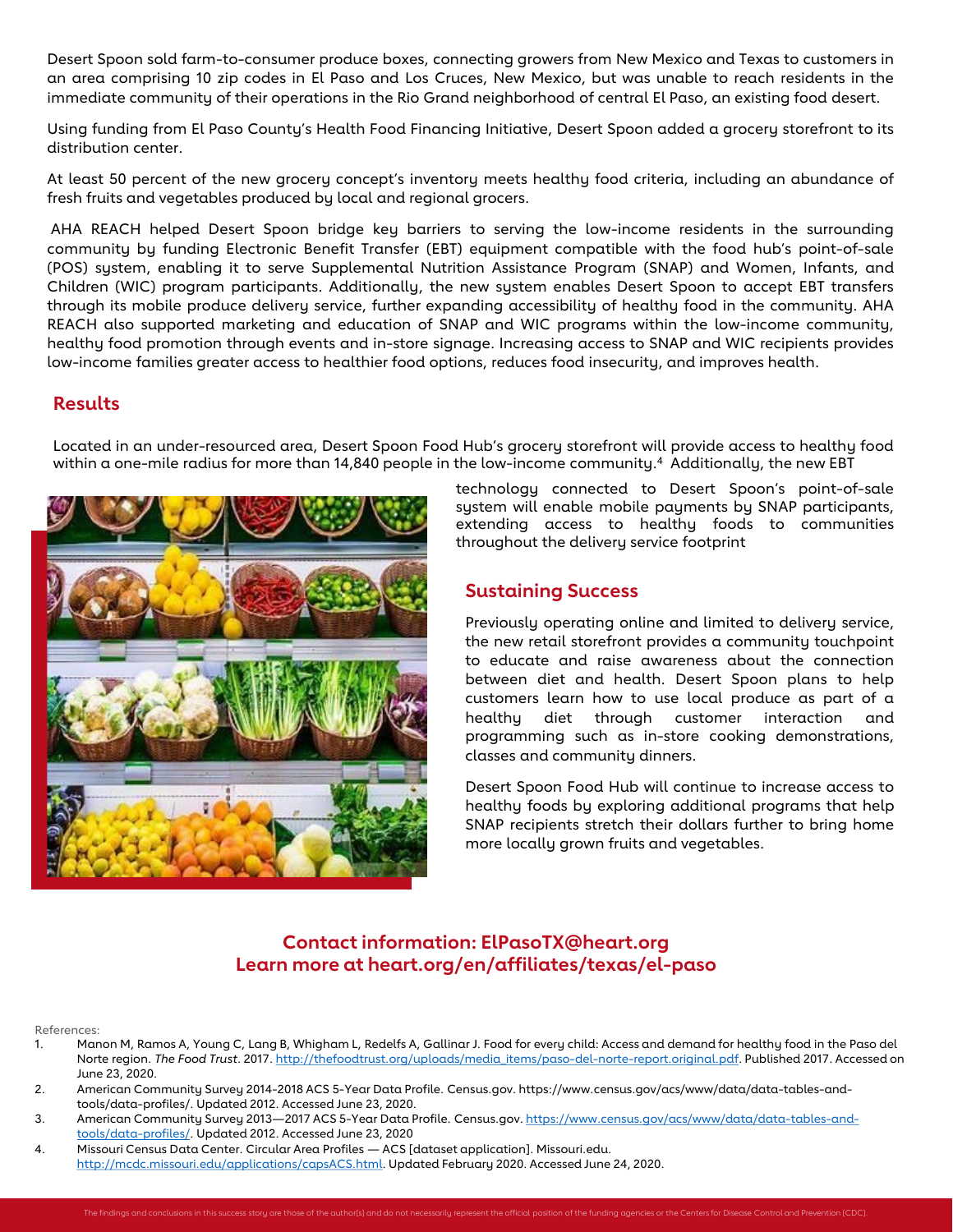Desert Spoon sold farm-to-consumer produce boxes, connecting growers from New Mexico and Texas to customers in an area comprising 10 zip codes in El Paso and Los Cruces, New Mexico, but was unable to reach residents in the immediate community of their operations in the Rio Grand neighborhood of central El Paso, an existing food desert.

Using funding from El Paso County's Health Food Financing Initiative, Desert Spoon added a grocery storefront to its distribution center.

At least 50 percent of the new grocery concept's inventory meets healthy food criteria, including an abundance of fresh fruits and vegetables produced by local and regional grocers.

AHA REACH helped Desert Spoon bridge key barriers to serving the low-income residents in the surrounding community by funding Electronic Benefit Transfer (EBT) equipment compatible with the food hub's point-of-sale (POS) system, enabling it to serve Supplemental Nutrition Assistance Program (SNAP) and Women, Infants, and Children (WIC) program participants. Additionally, the new system enables Desert Spoon to accept EBT transfers through its mobile produce delivery service, further expanding accessibility of healthy food in the community. AHA REACH also supported marketing and education of SNAP and WIC programs within the low-income community, healthy food promotion through events and in-store signage. Increasing access to SNAP and WIC recipients provides low-income families greater access to healthier food options, reduces food insecurity, and improves health.

## Results

Located in an under-resourced area, Desert Spoon Food Hub's grocery storefront will provide access to healthy food within a one-mile radius for more than 14,840 people in the low-income community.[4] Additionally, the new EBT technology connected to Desert Spoon's point-of-sale system will enable mobile payments by SNAP participants, extending access to healthy foods to communities throughout the delivery service footprint

## Sustaining Success

Previously operating online and limited to delivery service, the new retail storefront provides a community touchpoint to educate and raise awareness about the connection between diet and health. Desert Spoon plans to help customers learn how to use local produce as part of a healthy diet through customer interaction and programming such as in-store cooking demonstrations, classes and community dinners.

Desert Spoon Food Hub will continue to increase access to healthy foods by exploring additional programs that help SNAP recipients stretch their dollars further to bring home more locally grown fruits and vegetables.

**Contact information: ElPasoTX@heart.org**
**Learn more at heart.org/en/affiliates/texas/el-paso**

References:

1. Manon M, Ramos A, Young C, Lang B, Whigham L, Redelfs A, Gallinar J. Food for every child: Access and demand for healthy food in the Paso del Norte region. *The Food Trust*. 2017. http://thefoodtrust.org/uploads/media_items/paso-del-norte-report.original.pdf. Published 2017. Accessed on June 23, 2020.
2. American Community Survey 2014-2018 ACS 5-Year Data Profile. Census.gov. https://www.census.gov/acs/www/data/data-tables-and-tools/data-profiles/. Updated 2012. Accessed June 23, 2020.
3. American Community Survey 2013—2017 ACS 5-Year Data Profile. Census.gov. https://www.census.gov/acs/www/data/data-tables-and-tools/data-profiles/. Updated 2012. Accessed June 23, 2020
4. Missouri Census Data Center. Circular Area Profiles — ACS [dataset application]. Missouri.edu. http://mcdc.missouri.edu/applications/capsACS.html. Updated February 2020. Accessed June 24, 2020.

The findings and conclusions in this success story are those of the author(s) and do not necessarily represent the official position of the funding agencies or the Centers for Disease Control and Prevention (CDC).